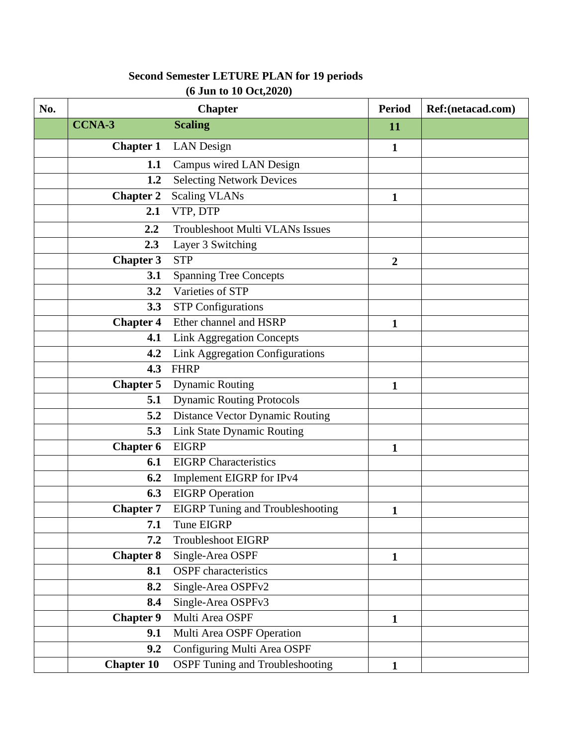**Second Semester LETURE PLAN for 19 periods**

**(6 Jun to 10 Oct,2020)**

| No. | Chapter | | Period | Ref:(netacad.com) |
|---|---|---|---|---|
| | **CCNA-3** | **Scaling** | **11** | |
| | **Chapter 1** | LAN Design | **1** | |
| | **1.1** | Campus wired LAN Design | | |
| | **1.2** | Selecting Network Devices | | |
| | **Chapter 2** | Scaling VLANs | **1** | |
| | **2.1** | VTP, DTP | | |
| | **2.2** | Troubleshoot Multi VLANs Issues | | |
| | **2.3** | Layer 3 Switching | | |
| | **Chapter 3** | STP | **2** | |
| | **3.1** | Spanning Tree Concepts | | |
| | **3.2** | Varieties of STP | | |
| | **3.3** | STP Configurations | | |
| | **Chapter 4** | Ether channel and HSRP | **1** | |
| | **4.1** | Link Aggregation Concepts | | |
| | **4.2** | Link Aggregation Configurations | | |
| | **4.3** | FHRP | | |
| | **Chapter 5** | Dynamic Routing | **1** | |
| | **5.1** | Dynamic Routing Protocols | | |
| | **5.2** | Distance Vector Dynamic Routing | | |
| | **5.3** | Link State Dynamic Routing | | |
| | **Chapter 6** | EIGRP | **1** | |
| | **6.1** | EIGRP Characteristics | | |
| | **6.2** | Implement EIGRP for IPv4 | | |
| | **6.3** | EIGRP Operation | | |
| | **Chapter 7** | EIGRP Tuning and Troubleshooting | **1** | |
| | **7.1** | Tune EIGRP | | |
| | **7.2** | Troubleshoot EIGRP | | |
| | **Chapter 8** | Single-Area OSPF | **1** | |
| | **8.1** | OSPF characteristics | | |
| | **8.2** | Single-Area OSPFv2 | | |
| | **8.4** | Single-Area OSPFv3 | | |
| | **Chapter 9** | Multi Area OSPF | **1** | |
| | **9.1** | Multi Area OSPF Operation | | |
| | **9.2** | Configuring Multi Area OSPF | | |
| | **Chapter 10** | OSPF Tuning and Troubleshooting | **1** | |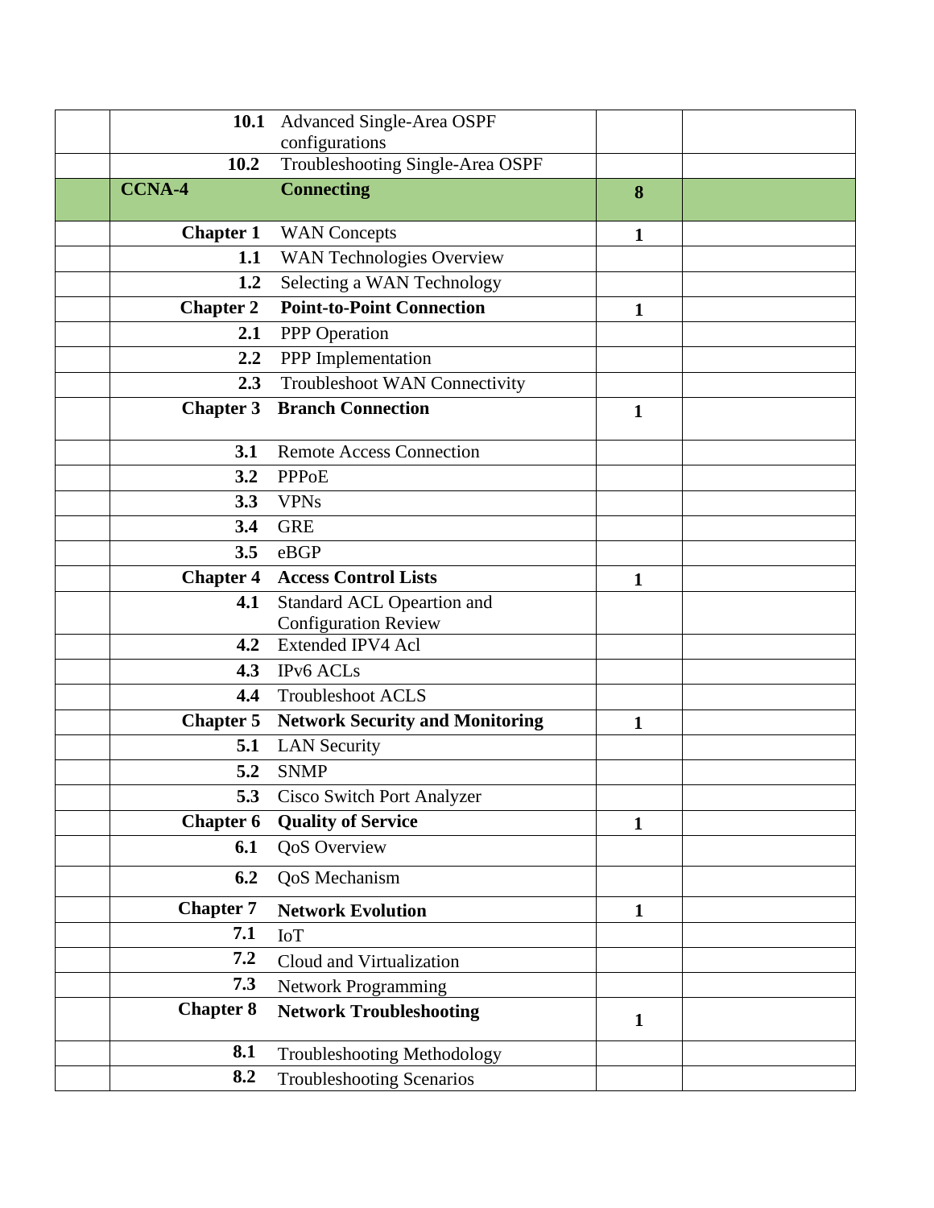| | | | | |
|---|---|---|---|---|
| | **10.1** | Advanced Single-Area OSPF configurations | | |
| | **10.2** | Troubleshooting Single-Area OSPF | | |
| | **CCNA-4** | **Connecting** | **8** | |
| | **Chapter 1** | WAN Concepts | **1** | |
| | **1.1** | WAN Technologies Overview | | |
| | **1.2** | Selecting a WAN Technology | | |
| | **Chapter 2** | **Point-to-Point Connection** | **1** | |
| | **2.1** | PPP Operation | | |
| | **2.2** | PPP Implementation | | |
| | **2.3** | Troubleshoot WAN Connectivity | | |
| | **Chapter 3** | **Branch Connection** | **1** | |
| | **3.1** | Remote Access Connection | | |
| | **3.2** | PPPoE | | |
| | **3.3** | VPNs | | |
| | **3.4** | GRE | | |
| | **3.5** | eBGP | | |
| | **Chapter 4** | **Access Control Lists** | **1** | |
| | **4.1** | Standard ACL Opeartion and Configuration Review | | |
| | **4.2** | Extended IPV4 Acl | | |
| | **4.3** | IPv6 ACLs | | |
| | **4.4** | Troubleshoot ACLS | | |
| | **Chapter 5** | **Network Security and Monitoring** | **1** | |
| | **5.1** | LAN Security | | |
| | **5.2** | SNMP | | |
| | **5.3** | Cisco Switch Port Analyzer | | |
| | **Chapter 6** | **Quality of Service** | **1** | |
| | **6.1** | QoS Overview | | |
| | **6.2** | QoS Mechanism | | |
| | **Chapter 7** | **Network Evolution** | **1** | |
| | **7.1** | IoT | | |
| | **7.2** | Cloud and Virtualization | | |
| | **7.3** | Network Programming | | |
| | **Chapter 8** | **Network Troubleshooting** | **1** | |
| | **8.1** | Troubleshooting Methodology | | |
| | **8.2** | Troubleshooting Scenarios | | |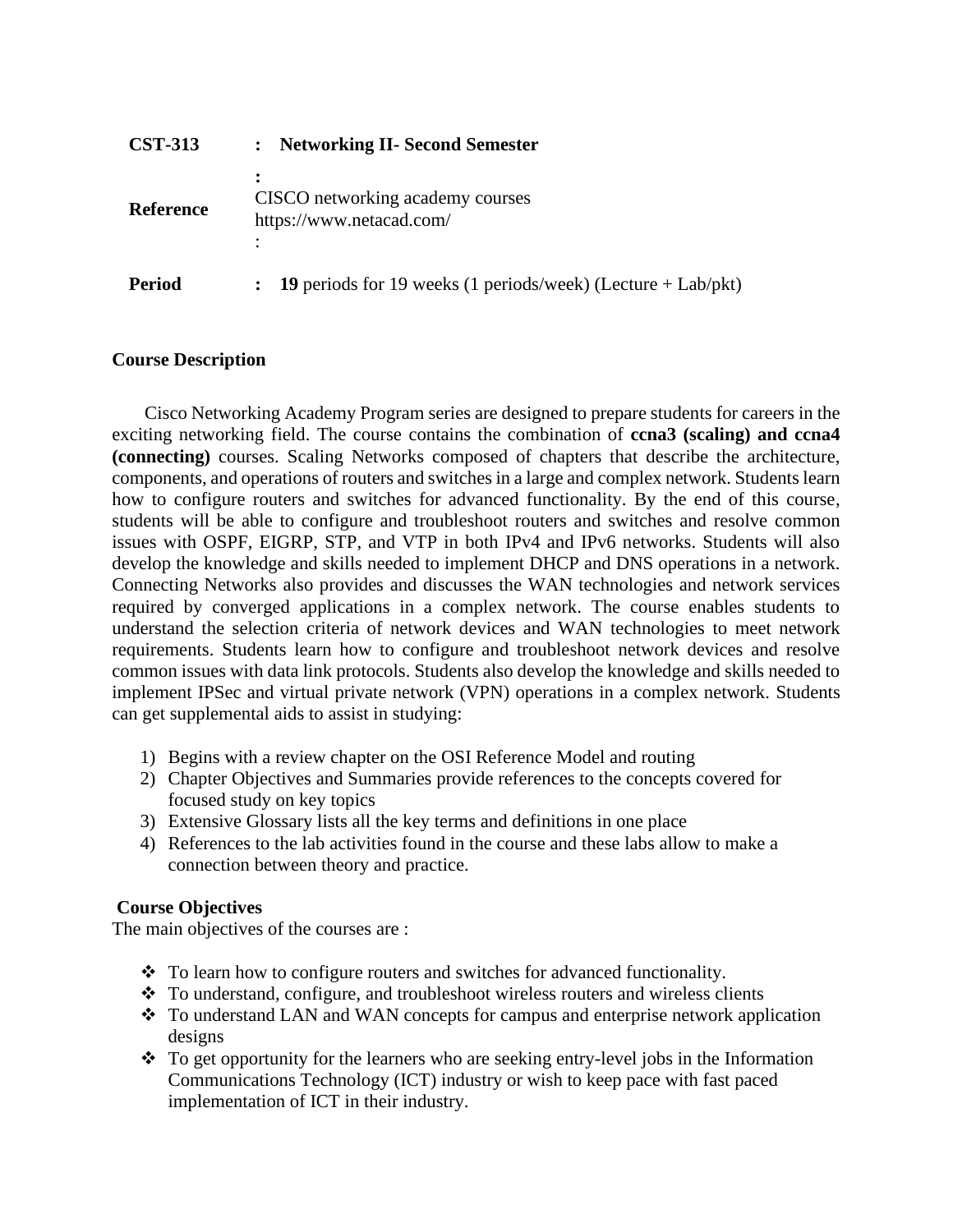| | | |
|---|---|---|
| **CST-313** | : | **Networking II- Second Semester** |
| **Reference** | : | CISCO networking academy courses<br>https://www.netacad.com/ |
| **Period** | : | **19** periods for 19 weeks (1 periods/week) (Lecture + Lab/pkt) |

## Course Description

Cisco Networking Academy Program series are designed to prepare students for careers in the exciting networking field. The course contains the combination of **ccna3 (scaling) and ccna4 (connecting)** courses. Scaling Networks composed of chapters that describe the architecture, components, and operations of routers and switches in a large and complex network. Students learn how to configure routers and switches for advanced functionality. By the end of this course, students will be able to configure and troubleshoot routers and switches and resolve common issues with OSPF, EIGRP, STP, and VTP in both IPv4 and IPv6 networks. Students will also develop the knowledge and skills needed to implement DHCP and DNS operations in a network. Connecting Networks also provides and discusses the WAN technologies and network services required by converged applications in a complex network. The course enables students to understand the selection criteria of network devices and WAN technologies to meet network requirements. Students learn how to configure and troubleshoot network devices and resolve common issues with data link protocols. Students also develop the knowledge and skills needed to implement IPSec and virtual private network (VPN) operations in a complex network. Students can get supplemental aids to assist in studying:

1) Begins with a review chapter on the OSI Reference Model and routing
2) Chapter Objectives and Summaries provide references to the concepts covered for focused study on key topics
3) Extensive Glossary lists all the key terms and definitions in one place
4) References to the lab activities found in the course and these labs allow to make a connection between theory and practice.

## Course Objectives

The main objectives of the courses are :

- To learn how to configure routers and switches for advanced functionality.
- To understand, configure, and troubleshoot wireless routers and wireless clients
- To understand LAN and WAN concepts for campus and enterprise network application designs
- To get opportunity for the learners who are seeking entry-level jobs in the Information Communications Technology (ICT) industry or wish to keep pace with fast paced implementation of ICT in their industry.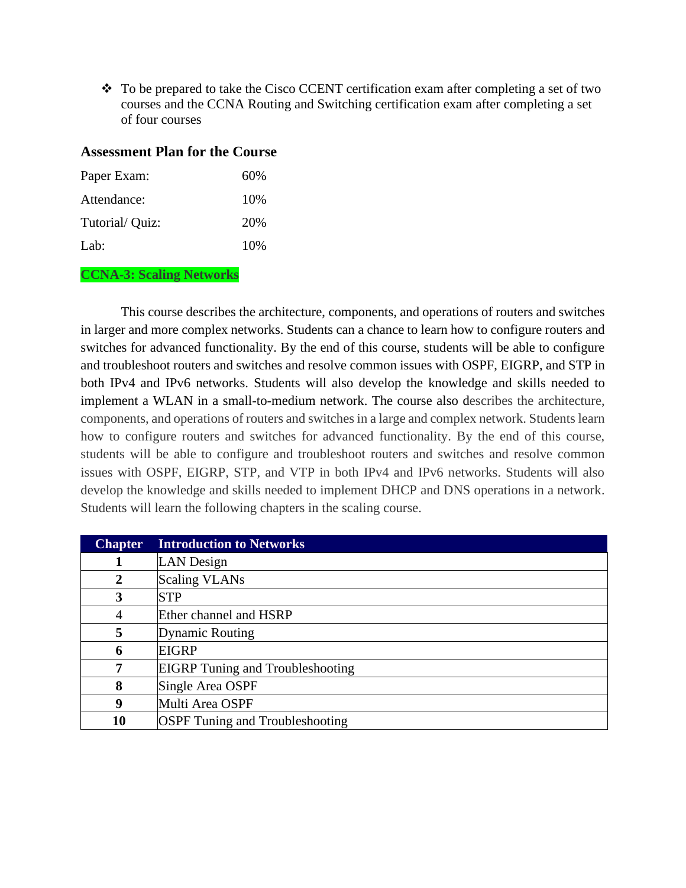- To be prepared to take the Cisco CCENT certification exam after completing a set of two courses and the CCNA Routing and Switching certification exam after completing a set of four courses

### Assessment Plan for the Course

| | |
|---|---|
| Paper Exam: | 60% |
| Attendance: | 10% |
| Tutorial/ Quiz: | 20% |
| Lab: | 10% |

**CCNA-3: Scaling Networks**

This course describes the architecture, components, and operations of routers and switches in larger and more complex networks. Students can a chance to learn how to configure routers and switches for advanced functionality. By the end of this course, students will be able to configure and troubleshoot routers and switches and resolve common issues with OSPF, EIGRP, and STP in both IPv4 and IPv6 networks. Students will also develop the knowledge and skills needed to implement a WLAN in a small-to-medium network. The course also describes the architecture, components, and operations of routers and switches in a large and complex network. Students learn how to configure routers and switches for advanced functionality. By the end of this course, students will be able to configure and troubleshoot routers and switches and resolve common issues with OSPF, EIGRP, STP, and VTP in both IPv4 and IPv6 networks. Students will also develop the knowledge and skills needed to implement DHCP and DNS operations in a network. Students will learn the following chapters in the scaling course.

| Chapter | Introduction to Networks |
|---|---|
| **1** | LAN Design |
| **2** | Scaling VLANs |
| **3** | STP |
| 4 | Ether channel and HSRP |
| **5** | Dynamic Routing |
| **6** | EIGRP |
| **7** | EIGRP Tuning and Troubleshooting |
| **8** | Single Area OSPF |
| **9** | Multi Area OSPF |
| **10** | OSPF Tuning and Troubleshooting |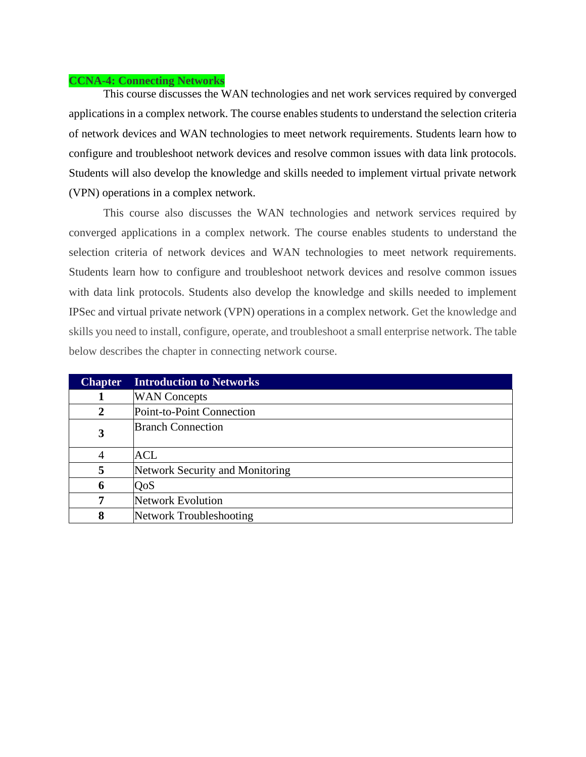**CCNA-4: Connecting Networks**

This course discusses the WAN technologies and net work services required by converged applications in a complex network. The course enables students to understand the selection criteria of network devices and WAN technologies to meet network requirements. Students learn how to configure and troubleshoot network devices and resolve common issues with data link protocols. Students will also develop the knowledge and skills needed to implement virtual private network (VPN) operations in a complex network.

This course also discusses the WAN technologies and network services required by converged applications in a complex network. The course enables students to understand the selection criteria of network devices and WAN technologies to meet network requirements. Students learn how to configure and troubleshoot network devices and resolve common issues with data link protocols. Students also develop the knowledge and skills needed to implement IPSec and virtual private network (VPN) operations in a complex network. Get the knowledge and skills you need to install, configure, operate, and troubleshoot a small enterprise network. The table below describes the chapter in connecting network course.

| Chapter | Introduction to Networks |
|---|---|
| **1** | WAN Concepts |
| **2** | Point-to-Point Connection |
| **3** | Branch Connection |
| 4 | ACL |
| **5** | Network Security and Monitoring |
| **6** | QoS |
| **7** | Network Evolution |
| **8** | Network Troubleshooting |